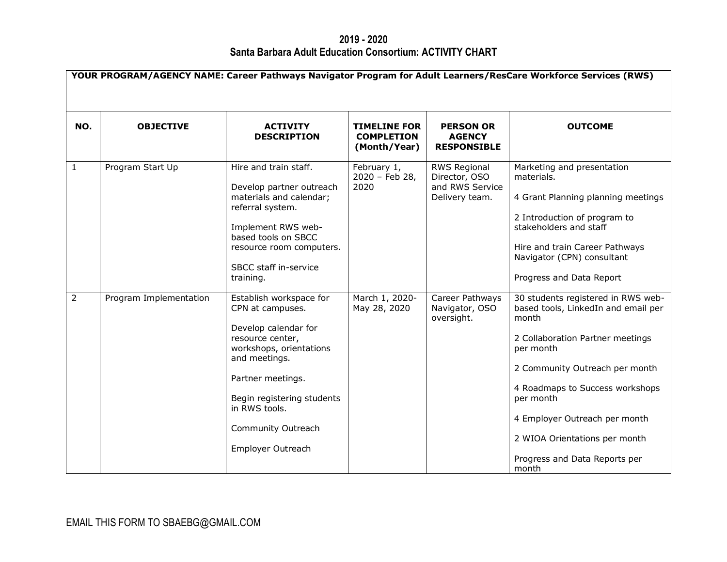# 2019 - 2020
## Santa Barbara Adult Education Consortium: ACTIVITY CHART

**YOUR PROGRAM/AGENCY NAME: Career Pathways Navigator Program for Adult Learners/ResCare Workforce Services (RWS)**

| NO. | OBJECTIVE | ACTIVITY DESCRIPTION | TIMELINE FOR COMPLETION (Month/Year) | PERSON OR AGENCY RESPONSIBLE | OUTCOME |
|---|---|---|---|---|---|
| 1 | Program Start Up | Hire and train staff.<br><br>Develop partner outreach materials and calendar; referral system.<br><br>Implement RWS web-based tools on SBCC resource room computers.<br><br>SBCC staff in-service training. | February 1, 2020 – Feb 28, 2020 | RWS Regional Director, OSO and RWS Service Delivery team. | Marketing and presentation materials.<br><br>4 Grant Planning planning meetings<br><br>2 Introduction of program to stakeholders and staff<br><br>Hire and train Career Pathways Navigator (CPN) consultant<br><br>Progress and Data Report |
| 2 | Program Implementation | Establish workspace for CPN at campuses.<br><br>Develop calendar for resource center, workshops, orientations and meetings.<br><br>Partner meetings.<br><br>Begin registering students in RWS tools.<br><br>Community Outreach<br><br>Employer Outreach | March 1, 2020- May 28, 2020 | Career Pathways Navigator, OSO oversight. | 30 students registered in RWS web-based tools, LinkedIn and email per month<br><br>2 Collaboration Partner meetings per month<br><br>2 Community Outreach per month<br><br>4 Roadmaps to Success workshops per month<br><br>4 Employer Outreach per month<br><br>2 WIOA Orientations per month<br><br>Progress and Data Reports per month |

EMAIL THIS FORM TO SBAEBG@GMAIL.COM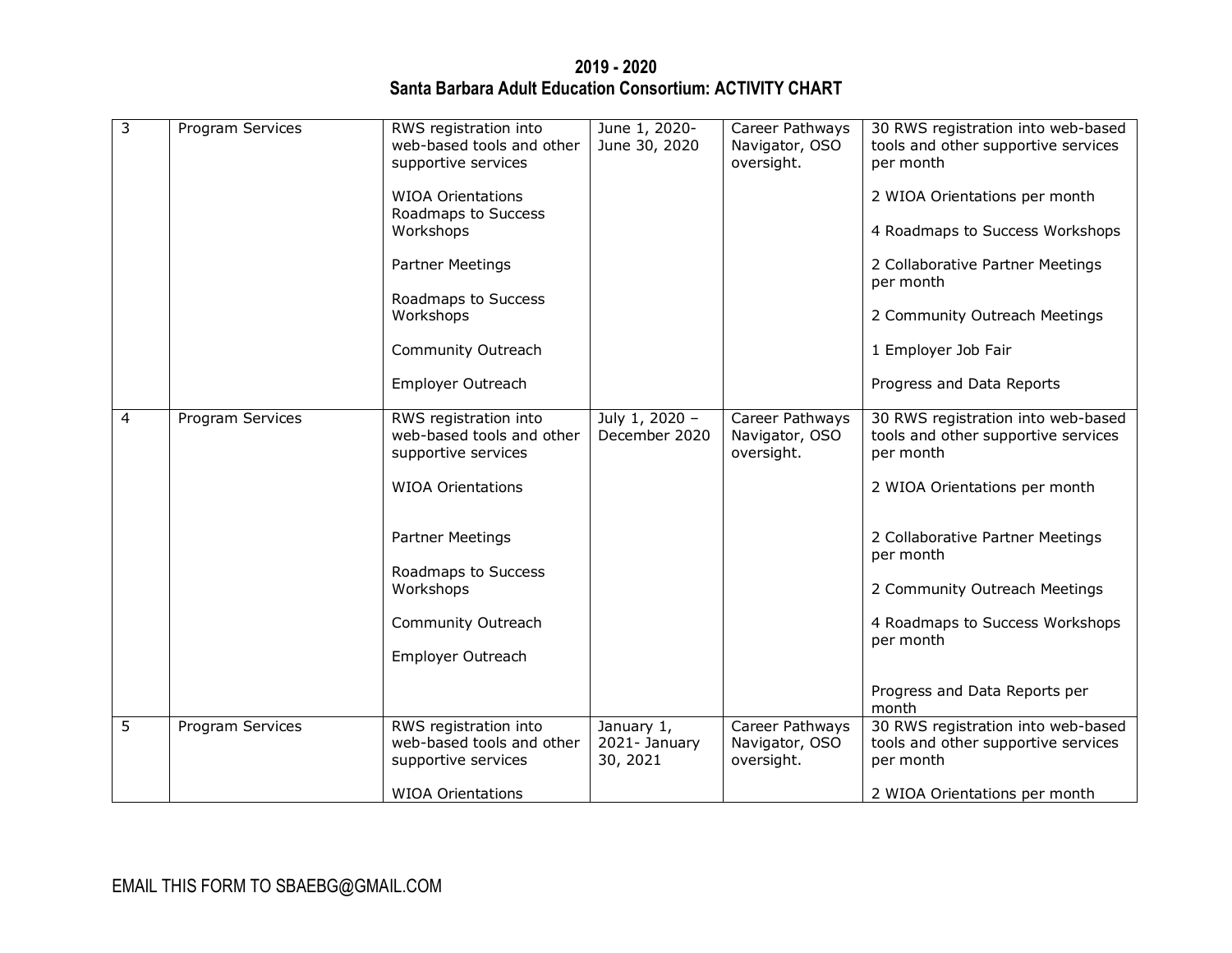**2019 - 2020**
**Santa Barbara Adult Education Consortium: ACTIVITY CHART**

| | | | | | |
|---|---|---|---|---|---|
| 3 | Program Services | RWS registration into web-based tools and other supportive services<br><br>WIOA Orientations<br>Roadmaps to Success Workshops<br><br>Partner Meetings<br><br>Roadmaps to Success Workshops<br><br>Community Outreach<br><br>Employer Outreach | June 1, 2020- June 30, 2020 | Career Pathways Navigator, OSO oversight. | 30 RWS registration into web-based tools and other supportive services per month<br><br>2 WIOA Orientations per month<br><br>4 Roadmaps to Success Workshops<br><br>2 Collaborative Partner Meetings per month<br><br>2 Community Outreach Meetings<br><br>1 Employer Job Fair<br><br>Progress and Data Reports |
| 4 | Program Services | RWS registration into web-based tools and other supportive services<br><br>WIOA Orientations<br><br>Partner Meetings<br><br>Roadmaps to Success Workshops<br><br>Community Outreach<br><br>Employer Outreach | July 1, 2020 – December 2020 | Career Pathways Navigator, OSO oversight. | 30 RWS registration into web-based tools and other supportive services per month<br><br>2 WIOA Orientations per month<br><br>2 Collaborative Partner Meetings per month<br><br>2 Community Outreach Meetings<br><br>4 Roadmaps to Success Workshops per month<br><br>Progress and Data Reports per month |
| 5 | Program Services | RWS registration into web-based tools and other supportive services<br><br>WIOA Orientations | January 1, 2021- January 30, 2021 | Career Pathways Navigator, OSO oversight. | 30 RWS registration into web-based tools and other supportive services per month<br><br>2 WIOA Orientations per month |

EMAIL THIS FORM TO SBAEBG@GMAIL.COM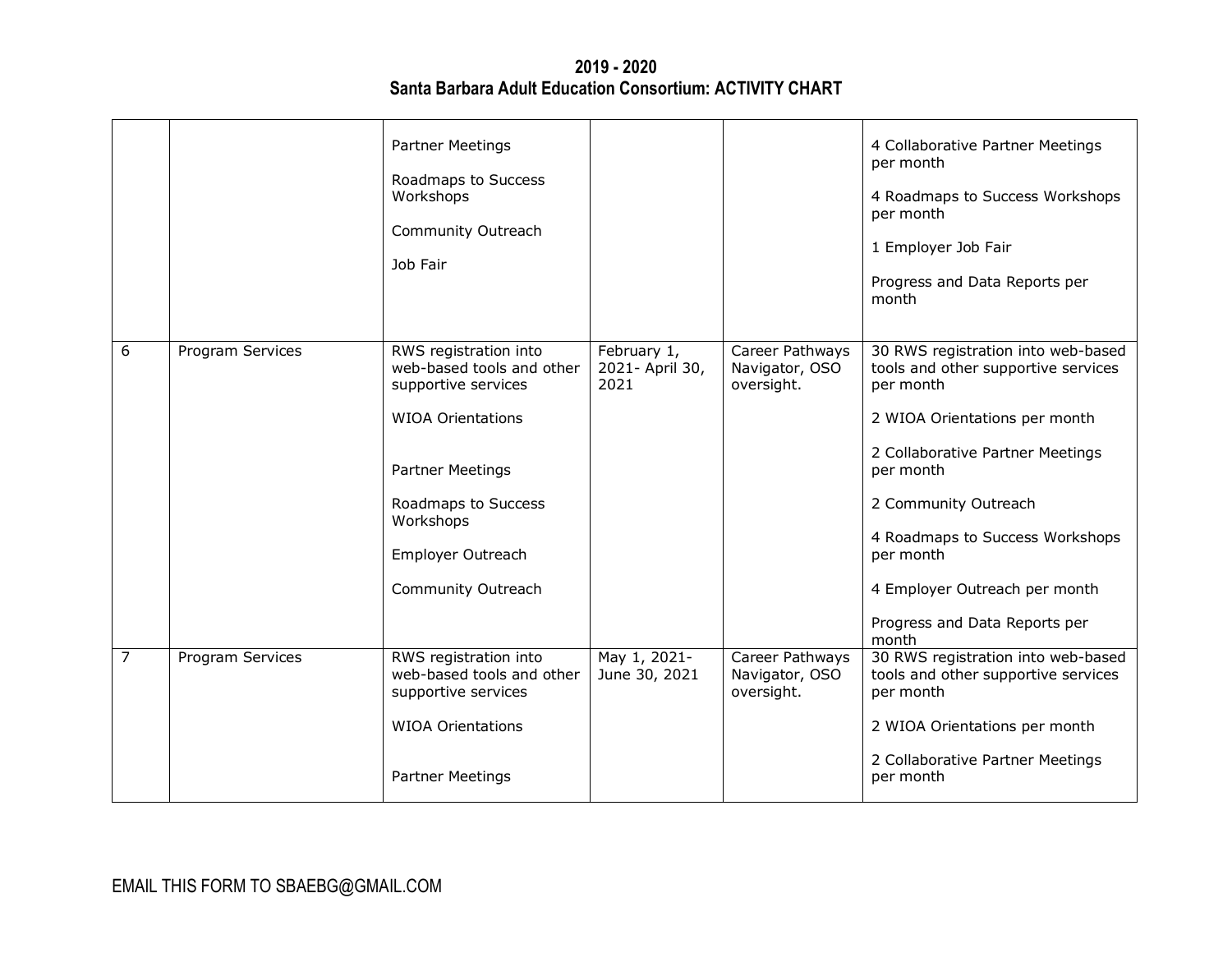**2019 - 2020**
**Santa Barbara Adult Education Consortium: ACTIVITY CHART**

| | | | | | |
|---|---|---|---|---|---|
| | | Partner Meetings<br><br>Roadmaps to Success Workshops<br><br>Community Outreach<br><br>Job Fair | | | 4 Collaborative Partner Meetings per month<br><br>4 Roadmaps to Success Workshops per month<br><br>1 Employer Job Fair<br><br>Progress and Data Reports per month |
| 6 | Program Services | RWS registration into web-based tools and other supportive services<br><br>WIOA Orientations<br><br>Partner Meetings<br><br>Roadmaps to Success Workshops<br><br>Employer Outreach<br><br>Community Outreach | February 1, 2021- April 30, 2021 | Career Pathways Navigator, OSO oversight. | 30 RWS registration into web-based tools and other supportive services per month<br><br>2 WIOA Orientations per month<br><br>2 Collaborative Partner Meetings per month<br><br>2 Community Outreach<br><br>4 Roadmaps to Success Workshops per month<br><br>4 Employer Outreach per month<br><br>Progress and Data Reports per month |
| 7 | Program Services | RWS registration into web-based tools and other supportive services<br><br>WIOA Orientations<br><br>Partner Meetings | May 1, 2021- June 30, 2021 | Career Pathways Navigator, OSO oversight. | 30 RWS registration into web-based tools and other supportive services per month<br><br>2 WIOA Orientations per month<br><br>2 Collaborative Partner Meetings per month |

EMAIL THIS FORM TO SBAEBG@GMAIL.COM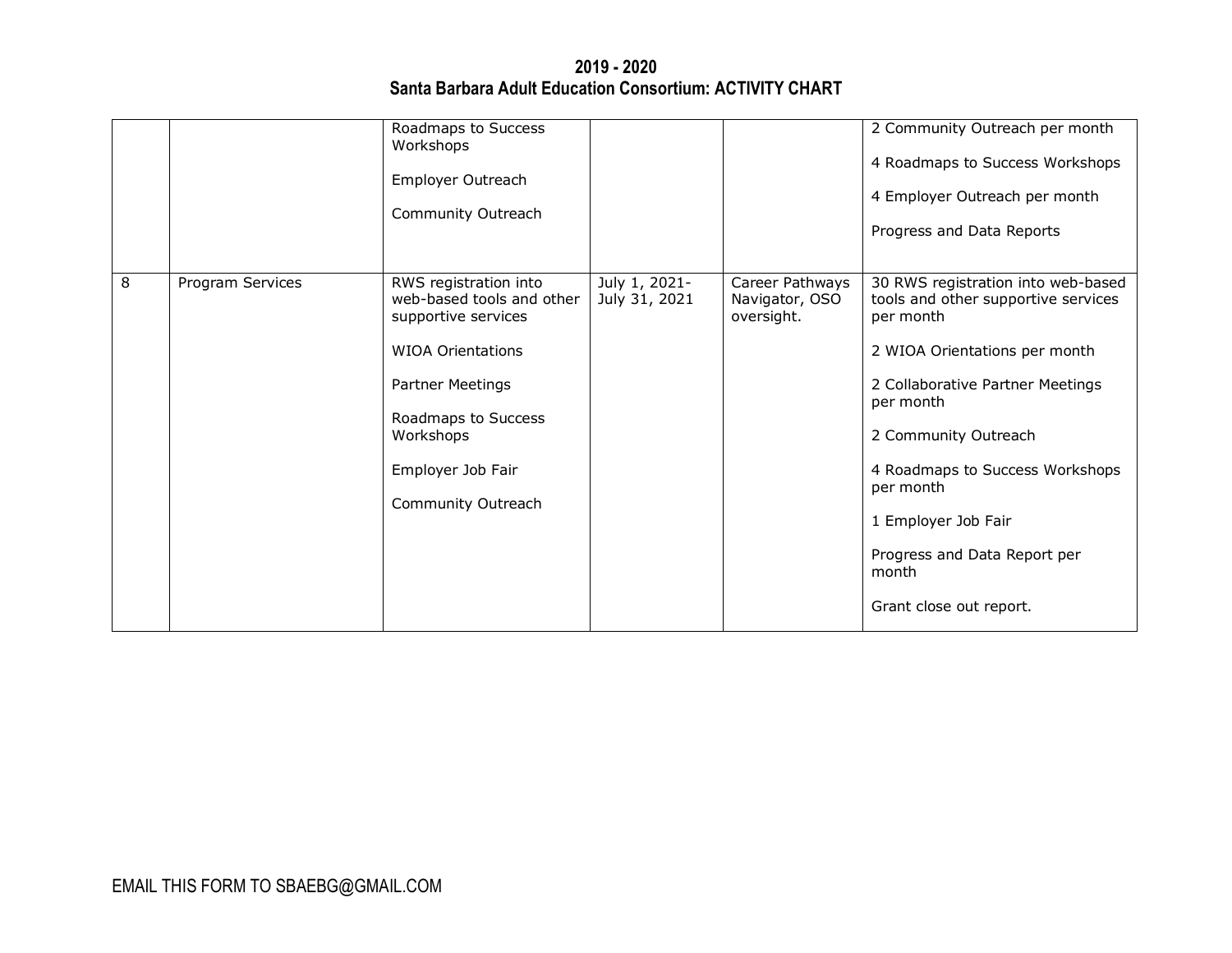**2019 - 2020**
**Santa Barbara Adult Education Consortium: ACTIVITY CHART**

| | | | | | |
|---|---|---|---|---|---|
| | | Roadmaps to Success Workshops<br><br>Employer Outreach<br><br>Community Outreach | | | 2 Community Outreach per month<br><br>4 Roadmaps to Success Workshops<br><br>4 Employer Outreach per month<br><br>Progress and Data Reports |
| 8 | Program Services | RWS registration into web-based tools and other supportive services<br><br>WIOA Orientations<br><br>Partner Meetings<br><br>Roadmaps to Success Workshops<br><br>Employer Job Fair<br><br>Community Outreach | July 1, 2021-July 31, 2021 | Career Pathways Navigator, OSO oversight. | 30 RWS registration into web-based tools and other supportive services per month<br><br>2 WIOA Orientations per month<br><br>2 Collaborative Partner Meetings per month<br><br>2 Community Outreach<br><br>4 Roadmaps to Success Workshops per month<br><br>1 Employer Job Fair<br><br>Progress and Data Report per month<br><br>Grant close out report. |

EMAIL THIS FORM TO SBAEBG@GMAIL.COM